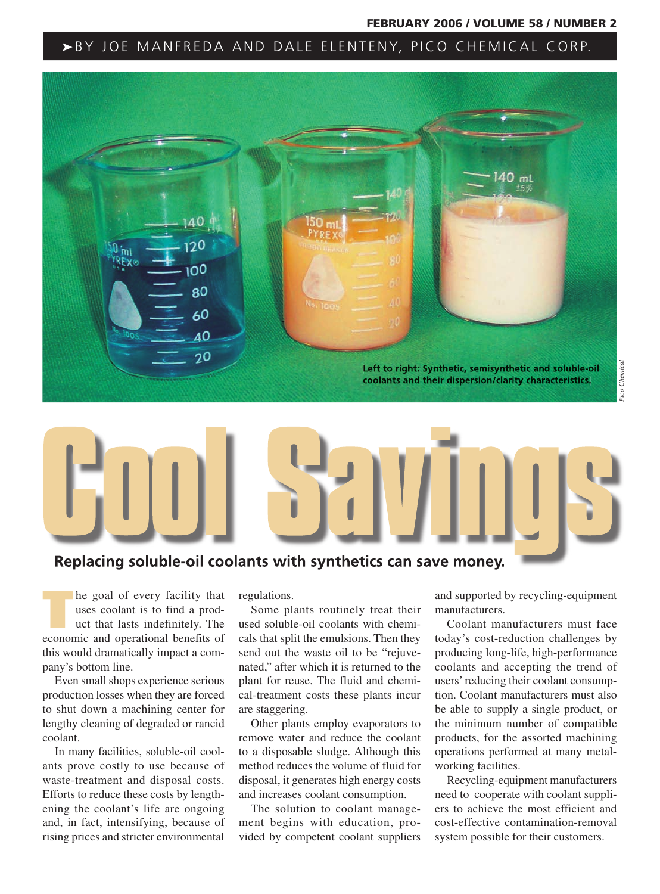BY JOE MANFREDA AND DALE ELENTENY, PICO CHEMICAL CORP.

Left to right: Synthetic, semisynthetic and soluble-oil coolants and their dispersion/clarity characteristics.

*Pico Chemical*

# Cool Savings

## Replacing soluble-oil coolants with synthetics can save money.

The goal of every facility that uses coolant is to find a product that lasts indefinitely. The economic and operational benefits of this would dramatically impact a company's bottom line.

Even small shops experience serious production losses when they are forced to shut down a machining center for lengthy cleaning of degraded or rancid coolant.

In many facilities, soluble-oil coolants prove costly to use because of waste-treatment and disposal costs. Efforts to reduce these costs by lengthening the coolant's life are ongoing and, in fact, intensifying, because of rising prices and stricter environmental regulations.

Some plants routinely treat their used soluble-oil coolants with chemicals that split the emulsions. Then they send out the waste oil to be "rejuvenated," after which it is returned to the plant for reuse. The fluid and chemical-treatment costs these plants incur are staggering.

Other plants employ evaporators to remove water and reduce the coolant to a disposable sludge. Although this method reduces the volume of fluid for disposal, it generates high energy costs and increases coolant consumption.

The solution to coolant management begins with education, provided by competent coolant suppliers and supported by recycling-equipment manufacturers.

Coolant manufacturers must face today's cost-reduction challenges by producing long-life, high-performance coolants and accepting the trend of users' reducing their coolant consumption. Coolant manufacturers must also be able to supply a single product, or the minimum number of compatible products, for the assorted machining operations performed at many metalworking facilities.

Recycling-equipment manufacturers need to cooperate with coolant suppliers to achieve the most efficient and cost-effective contamination-removal system possible for their customers.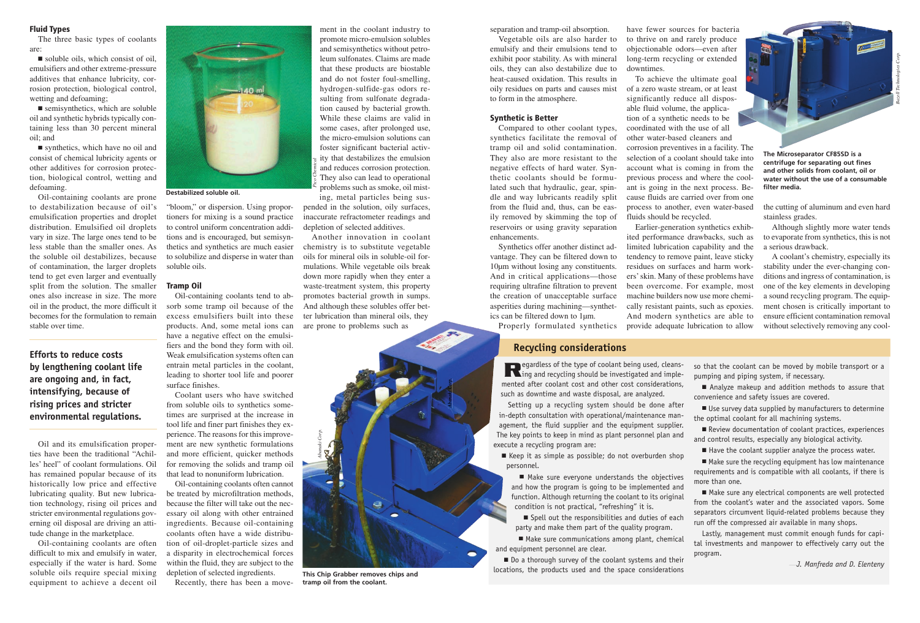## Fluid Types

The three basic types of coolants are:

- soluble oils, which consist of oil, emulsifiers and other extreme-pressure additives that enhance lubricity, corrosion protection, biological control, wetting and defoaming;
- semisynthetics, which are soluble oil and synthetic hybrids typically containing less than 30 percent mineral oil; and
- synthetics, which have no oil and consist of chemical lubricity agents or other additives for corrosion protection, biological control, wetting and defoaming.

Oil-containing coolants are prone to destabilization because of oil's emulsification properties and droplet distribution. Emulsified oil droplets vary in size. The large ones tend to be less stable than the smaller ones. As the soluble oil destabilizes, because of contamination, the larger droplets tend to get even larger and eventually split from the solution. The smaller ones also increase in size. The more oil in the product, the more difficult it becomes for the formulation to remain stable over time.

**Efforts to reduce costs by lengthening coolant life are ongoing and, in fact, intensifying, because of rising prices and stricter environmental regulations.**

Oil and its emulsification properties have been the traditional "Achilles' heel" of coolant formulations. Oil has remained popular because of its historically low price and effective lubricating quality. But new lubrication technology, rising oil prices and stricter environmental regulations governing oil disposal are driving an attitude change in the marketplace.

Oil-containing coolants are often difficult to mix and emulsify in water, especially if the water is hard. Some soluble oils require special mixing equipment to achieve a decent oil "bloom," or dispersion. Using proportioners for mixing is a sound practice to control uniform concentration additions and is encouraged, but semisynthetics and synthetics are much easier to solubilize and disperse in water than soluble oils.

Destabilized soluble oil.

## Tramp Oil

Oil-containing coolants tend to absorb some tramp oil because of the excess emulsifiers built into these products. And, some metal ions can have a negative effect on the emulsifiers and the bond they form with oil. Weak emulsification systems often can entrain metal particles in the coolant, leading to shorter tool life and poorer surface finishes.

Coolant users who have switched from soluble oils to synthetics sometimes are surprised at the increase in tool life and finer part finishes they experience. The reasons for this improvement are new synthetic formulations and more efficient, quicker methods for removing the solids and tramp oil that lead to nonuniform lubrication.

Oil-containing coolants often cannot be treated by microfiltration methods, because the filter will take out the necessary oil along with other entrained ingredients. Because oil-containing coolants often have a wide distribution of oil-droplet-particle sizes and a disparity in electrochemical forces within the fluid, they are subject to the depletion of selected ingredients.

Recently, there has been a movement in the coolant industry to promote micro-emulsion solubles and semisynthetics without petroleum sulfonates. Claims are made that these products are biostable and do not foster foul-smelling, hydrogen-sulfide-gas odors resulting from sulfonate degradation caused by bacterial growth. While these claims are valid in some cases, after prolonged use, the micro-emulsion solutions can foster significant bacterial activity that destabilizes the emulsion and reduces corrosion protection. They also can lead to operational problems such as smoke, oil misting, metal particles being suspended in the solution, oily surfaces, inaccurate refractometer readings and depletion of selected additives.

Another innovation in coolant chemistry is to substitute vegetable oils for mineral oils in soluble-oil formulations. While vegetable oils break down more rapidly when they enter a waste-treatment system, this property promotes bacterial growth in sumps. And although these solubles offer better lubrication than mineral oils, they are prone to problems such as separation and tramp-oil absorption.

Vegetable oils are also harder to emulsify and their emulsions tend to exhibit poor stability. As with mineral oils, they can also destabilize due to heat-caused oxidation. This results in oily residues on parts and causes mist to form in the atmosphere.

This Chip Grabber removes chips and tramp oil from the coolant.

## Synthetic is Better

Compared to other coolant types, synthetics facilitate the removal of tramp oil and solid contamination. They also are more resistant to the negative effects of hard water. Synthetic coolants should be formulated such that hydraulic, gear, spindle and way lubricants readily split from the fluid and, thus, can be easily removed by skimming the top of reservoirs or using gravity separation enhancements.

Synthetics offer another distinct advantage. They can be filtered down to 10µm without losing any constituents. And in critical applications—those requiring ultrafine filtration to prevent the creation of unacceptable surface asperities during machining—synthetics can be filtered down to 1µm.

Properly formulated synthetics have fewer sources for bacteria to thrive on and rarely produce objectionable odors—even after long-term recycling or extended downtimes.

To achieve the ultimate goal of a zero waste stream, or at least significantly reduce all disposable fluid volume, the application of a synthetic needs to be coordinated with the use of all other water-based cleaners and corrosion preventives in a facility. The selection of a coolant should take into account what is coming in from the previous process and where the coolant is going in the next process. Because fluids are carried over from one process to another, even water-based fluids should be recycled.

Earlier-generation synthetics exhibited performance drawbacks, such as limited lubrication capability and the tendency to remove paint, leave sticky residues on surfaces and harm workers' skin. Many of these problems have been overcome. For example, most machine builders now use more chemically resistant paints, such as epoxies. And modern synthetics are able to provide adequate lubrication to allow the cutting of aluminum and even hard stainless grades.

**The Microseparator CF85SD is a centrifuge for separating out fines and other solids from coolant, oil or water without the use of a consumable filter media.**

Although slightly more water tends to evaporate from synthetics, this is not a serious drawback.

A coolant's chemistry, especially its stability under the ever-changing conditions and ingress of contamination, is one of the key elements in developing a sound recycling program. The equipment chosen is critically important to ensure efficient contamination removal without selectively removing any coolant.

## Recycling considerations

Regardless of the type of coolant being used, cleansing and recycling should be investigated and implemented after coolant cost and other cost considerations, such as downtime and waste disposal, are analyzed.

Setting up a recycling system should be done after in-depth consultation with operational/maintenance management, the fluid supplier and the equipment supplier. The key points to keep in mind as plant personnel plan and execute a recycling program are:

- Keep it as simple as possible; do not overburden shop personnel.
- Make sure everyone understands the objectives and how the program is going to be implemented and function. Although returning the coolant to its original condition is not practical, "refreshing" it is.
- Spell out the responsibilities and duties of each party and make them part of the quality program.
- Make sure communications among plant, chemical and equipment personnel are clear.
- Do a thorough survey of the coolant systems and their locations, the products used and the space considerations so that the coolant can be moved by mobile transport or a pumping and piping system, if necessary.
- Analyze makeup and addition methods to assure that convenience and safety issues are covered.
- Use survey data supplied by manufacturers to determine the optimal coolant for all machining systems.
- Review documentation of coolant practices, experiences and control results, especially any biological activity.
- Have the coolant supplier analyze the process water.
- Make sure the recycling equipment has low maintenance requirements and is compatible with all coolants, if there is more than one.
- Make sure any electrical components are well protected from the coolant's water and the associated vapors. Some separators circumvent liquid-related problems because they run off the compressed air available in many shops.

Lastly, management must commit enough funds for capital investments and manpower to effectively carry out the program.

*—J. Manfreda and D. Elenteny*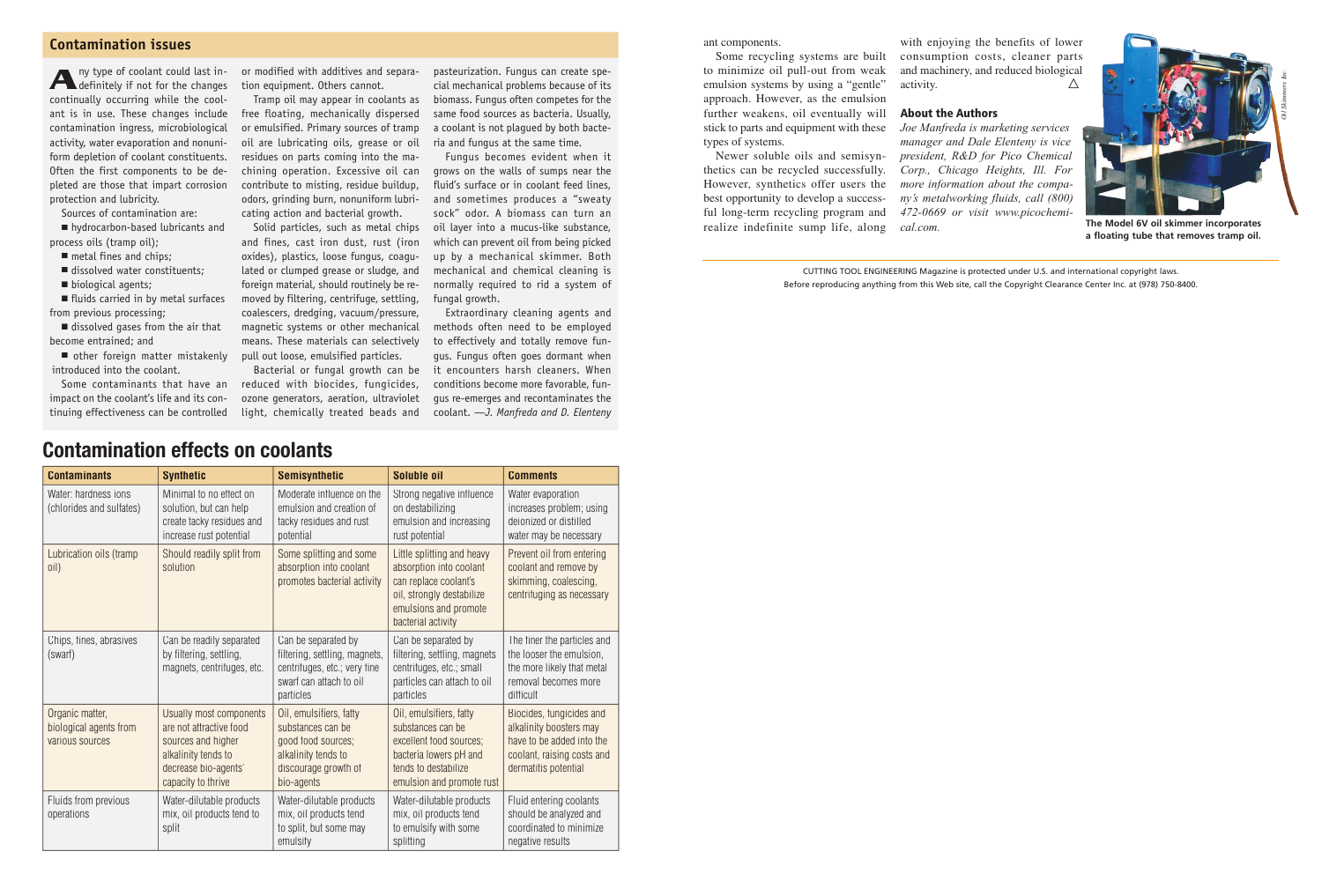## Contamination issues

Any type of coolant could last indefinitely if not for the changes continually occurring while the coolant is in use. These changes include contamination ingress, microbiological activity, water evaporation and nonuniform depletion of coolant constituents. Often the first components to be depleted are those that impart corrosion protection and lubricity.

Sources of contamination are:

- hydrocarbon-based lubricants and process oils (tramp oil);
- metal fines and chips;
- dissolved water constituents;
- biological agents;
- fluids carried in by metal surfaces from previous processing;
- dissolved gases from the air that become entrained; and
- other foreign matter mistakenly introduced into the coolant.

Some contaminants that have an impact on the coolant's life and its continuing effectiveness can be controlled or modified with additives and separation equipment. Others cannot.

Tramp oil may appear in coolants as free floating, mechanically dispersed or emulsified. Primary sources of tramp oil are lubricating oils, grease or oil residues on parts coming into the machining operation. Excessive oil can contribute to misting, residue buildup, odors, grinding burn, nonuniform lubricating action and bacterial growth.

Solid particles, such as metal chips and fines, cast iron dust, rust (iron oxides), plastics, loose fungus, coagulated or clumped grease or sludge, and foreign material, should routinely be removed by filtering, centrifuge, settling, coalescers, dredging, vacuum/pressure, magnetic systems or other mechanical means. These materials can selectively pull out loose, emulsified particles.

Bacterial or fungal growth can be reduced with biocides, fungicides, ozone generators, aeration, ultraviolet light, chemically treated beads and pasteurization. Fungus can create special mechanical problems because of its biomass. Fungus often competes for the same food sources as bacteria. Usually, a coolant is not plagued by both bacteria and fungus at the same time.

Fungus becomes evident when it grows on the walls of sumps near the fluid's surface or in coolant feed lines, and sometimes produces a "sweaty sock" odor. A biomass can turn an oil layer into a mucus-like substance, which can prevent oil from being picked up by a mechanical skimmer. Both mechanical and chemical cleaning is normally required to rid a system of fungal growth.

Extraordinary cleaning agents and methods often need to be employed to effectively and totally remove fungus. Fungus often goes dormant when it encounters harsh cleaners. When conditions become more favorable, fungus re-emerges and recontaminates the coolant. *—J. Manfreda and D. Elenteny*

## Contamination effects on coolants

| Contaminants | Synthetic | Semisynthetic | Soluble oil | Comments |
|---|---|---|---|---|
| Water: hardness ions (chlorides and sulfates) | Minimal to no effect on solution, but can help create tacky residues and increase rust potential | Moderate influence on the emulsion and creation of tacky residues and rust potential | Strong negative influence on destabilizing emulsion and increasing rust potential | Water evaporation increases problem; using deionized or distilled water may be necessary |
| Lubrication oils (tramp oil) | Should readily split from solution | Some splitting and some absorption into coolant promotes bacterial activity | Little splitting and heavy absorption into coolant can replace coolant's oil, strongly destabilize emulsions and promote bacterial activity | Prevent oil from entering coolant and remove by skimming, coalescing, centrifuging as necessary |
| Chips, fines, abrasives (swarf) | Can be readily separated by filtering, settling, magnets, centrifuges, etc. | Can be separated by filtering, settling, magnets, centrifuges, etc.; very fine swarf can attach to oil particles | Can be separated by filtering, settling, magnets centrifuges, etc.; small particles can attach to oil particles | The finer the particles and the looser the emulsion, the more likely that metal removal becomes more difficult |
| Organic matter, biological agents from various sources | Usually most components are not attractive food sources and higher alkalinity tends to decrease bio-agents' capacity to thrive | Oil, emulsifiers, fatty substances can be good food sources; alkalinity tends to discourage growth of bio-agents | Oil, emulsifiers, fatty substances can be excellent food sources; bacteria lowers pH and tends to destabilize emulsion and promote rust | Biocides, fungicides and alkalinity boosters may have to be added into the coolant, raising costs and dermatitis potential |
| Fluids from previous operations | Water-dilutable products mix, oil products tend to split | Water-dilutable products mix, oil products tend to split, but some may emulsify | Water-dilutable products mix, oil products tend to emulsify with some splitting | Fluid entering coolants should be analyzed and coordinated to minimize negative results |

ant components.

Some recycling systems are built to minimize oil pull-out from weak emulsion systems by using a "gentle" approach. However, as the emulsion further weakens, oil eventually will stick to parts and equipment with these types of systems.

Newer soluble oils and semisynthetics can be recycled successfully. However, synthetics offer users the best opportunity to develop a successful long-term recycling program and realize indefinite sump life, along with enjoying the benefits of lower consumption costs, cleaner parts and machinery, and reduced biological activity. △

### About the Authors

*Joe Manfreda is marketing services manager and Dale Elenteny is vice president, R&D for Pico Chemical Corp., Chicago Heights, Ill. For more information about the company's metalworking fluids, call (800) 472-0669 or visit www.picochemical.com.*

*Oil Skimmers Inc.*

**The Model 6V oil skimmer incorporates a floating tube that removes tramp oil.**

CUTTING TOOL ENGINEERING Magazine is protected under U.S. and international copyright laws.
Before reproducing anything from this Web site, call the Copyright Clearance Center Inc. at (978) 750-8400.